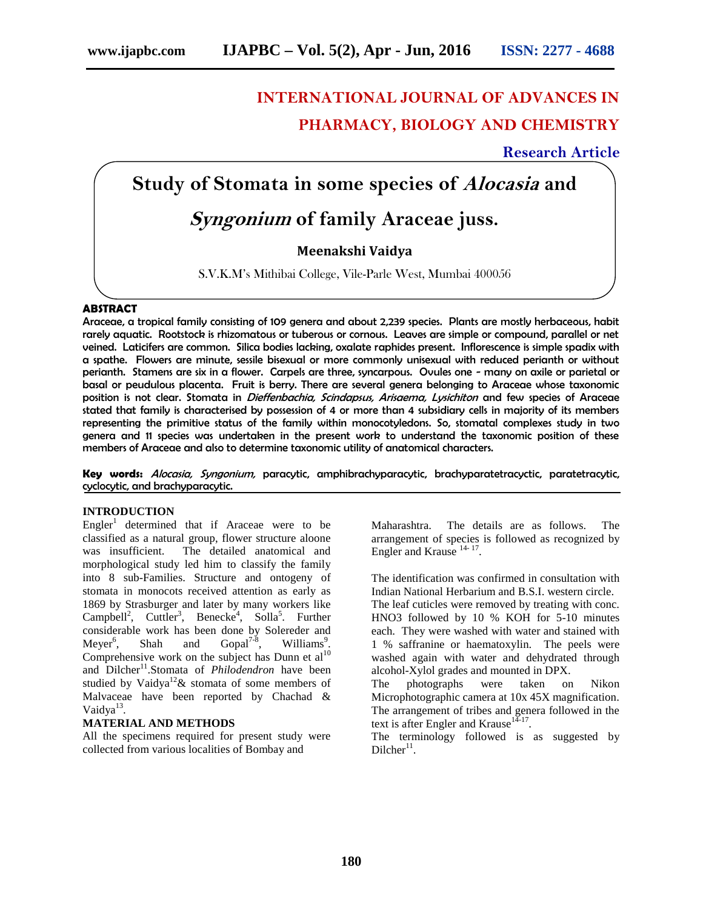# INTERNATIONAL JOURNAL OF ADVANCES IN PHARMACY, BIOLOGY AND CHEMISTRY

**Research Article**

# Study of Stomata in some species of *Alocasia* and *Syngonium* of family Araceae juss.

**Meenakshi Vaidya**

S.V.K.M's Mithibai College, Vile-Parle West, Mumbai 400056

## ABSTRACT

**Araceae, a tropical family consisting of 109 genera and about 2,239 species. Plants are mostly herbaceous, habit rarely aquatic. Rootstock is rhizomatous or tuberous or cornous. Leaves are simple or compound, parallel or net veined. Laticifers are common. Silica bodies lacking, oxalate raphides present. Inflorescence is simple spadix with a spathe. Flowers are minute, sessile bisexual or more commonly unisexual with reduced perianth or without perianth. Stamens are six in a flower. Carpels are three, syncarpous. Ovules one - many on axile or parietal or basal or peudulous placenta. Fruit is berry. There are several genera belonging to Araceae whose taxonomic position is not clear. Stomata in *Dieffenbachia, Scindapsus, Arisaema, Lysichiton* and few species of Araceae stated that family is characterised by possession of 4 or more than 4 subsidiary cells in majority of its members representing the primitive status of the family within monocotyledons. So, stomatal complexes study in two genera and 11 species was undertaken in the present work to understand the taxonomic position of these members of Araceae and also to determine taxonomic utility of anatomical characters.**

**Key words:** ***Alocasia, Syngonium,*** **paracytic, amphibrachyparacytic, brachyparatetracyctic, paratetracytic, cyclocytic, and brachyparacytic.**

## INTRODUCTION

Engler[1] determined that if Araceae were to be classified as a natural group, flower structure aloone was insufficient. The detailed anatomical and morphological study led him to classify the family into 8 sub-Families. Structure and ontogeny of stomata in monocots received attention as early as 1869 by Strasburger and later by many workers like Campbell[2], Cuttler[3], Benecke[4], Solla[5]. Further considerable work has been done by Solereder and Meyer[6], Shah and Gopal[7-8], Williams[9]. Comprehensive work on the subject has Dunn et al[10] and Dilcher[11]. Stomata of *Philodendron* have been studied by Vaidya[12] & stomata of some members of Malvaceae have been reported by Chachad & Vaidya[13].

## MATERIAL AND METHODS

All the specimens required for present study were collected from various localities of Bombay and Maharashtra. The details are as follows. The arrangement of species is followed as recognized by Engler and Krause [14-17].

The identification was confirmed in consultation with Indian National Herbarium and B.S.I. western circle.

The leaf cuticles were removed by treating with conc. $HNO_3$ followed by 10 % KOH for 5-10 minutes each. They were washed with water and stained with 1 % saffranine or haematoxylin. The peels were washed again with water and dehydrated through alcohol-Xylol grades and mounted in DPX.

The photographs were taken on Nikon Microphotographic camera at 10x 45X magnification.

The arrangement of tribes and genera followed in the text is after Engler and Krause[14-17].

The terminology followed is as suggested by Dilcher[11].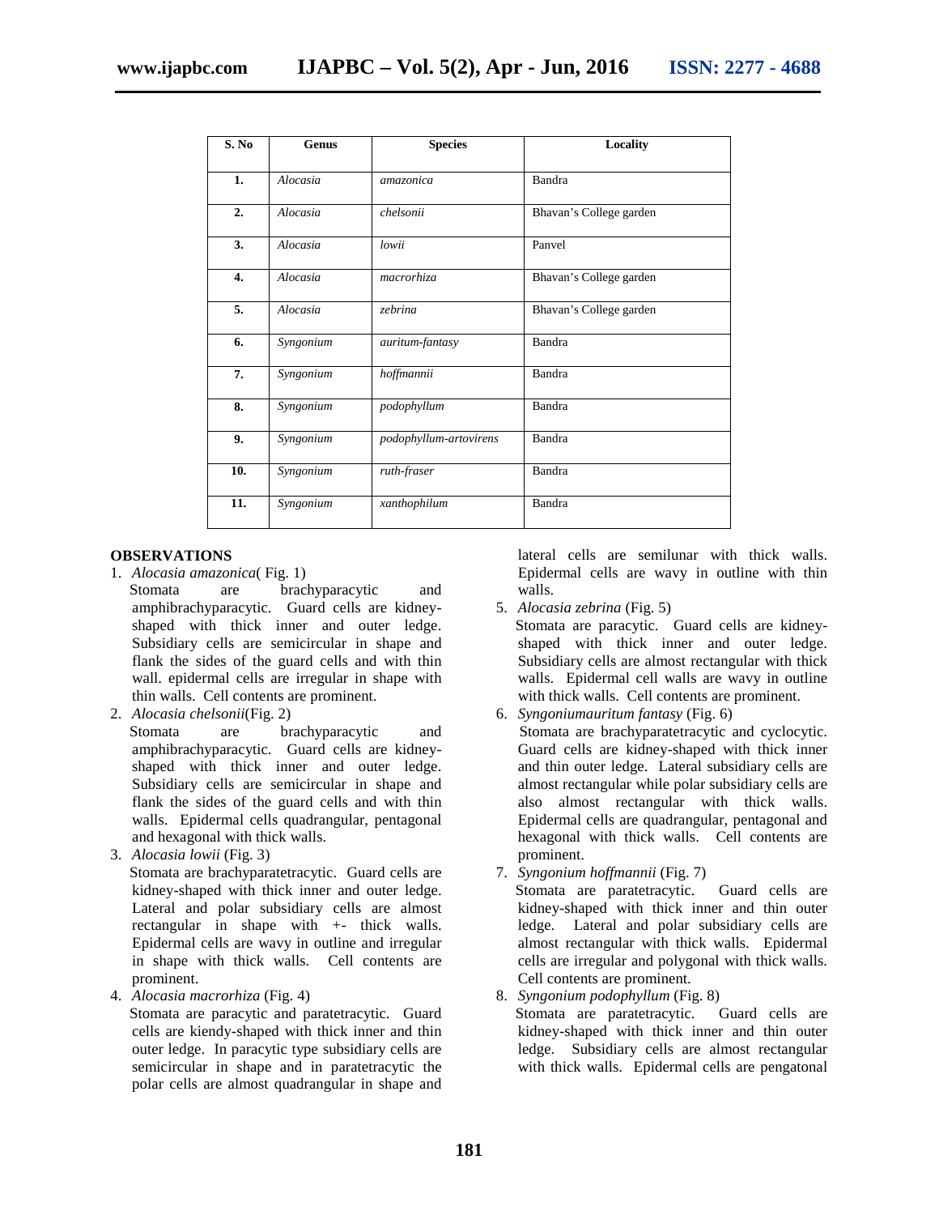| S. No | Genus | Species | Locality |
|---|---|---|---|
| 1. | *Alocasia* | *amazonica* | Bandra |
| 2. | *Alocasia* | *chelsonii* | Bhavan's College garden |
| 3. | *Alocasia* | *lowii* | Panvel |
| 4. | *Alocasia* | *macrorhiza* | Bhavan's College garden |
| 5. | *Alocasia* | *zebrina* | Bhavan's College garden |
| 6. | *Syngonium* | *auritum-fantasy* | Bandra |
| 7. | *Syngonium* | *hoffmannii* | Bandra |
| 8. | *Syngonium* | *podophyllum* | Bandra |
| 9. | *Syngonium* | *podophyllum-artovirens* | Bandra |
| 10. | *Syngonium* | *ruth-fraser* | Bandra |
| 11. | *Syngonium* | *xanthophilum* | Bandra |

## OBSERVATIONS

1. *Alocasia amazonica*( Fig. 1)
   Stomata are brachyparacytic and amphibrachyparacytic. Guard cells are kidney-shaped with thick inner and outer ledge. Subsidiary cells are semicircular in shape and flank the sides of the guard cells and with thin wall. epidermal cells are irregular in shape with thin walls. Cell contents are prominent.
2. *Alocasia chelsonii*(Fig. 2)
   Stomata are brachyparacytic and amphibrachyparacytic. Guard cells are kidney-shaped with thick inner and outer ledge. Subsidiary cells are semicircular in shape and flank the sides of the guard cells and with thin walls. Epidermal cells quadrangular, pentagonal and hexagonal with thick walls.
3. *Alocasia lowii* (Fig. 3)
   Stomata are brachyparatetracytic. Guard cells are kidney-shaped with thick inner and outer ledge. Lateral and polar subsidiary cells are almost rectangular in shape with +- thick walls. Epidermal cells are wavy in outline and irregular in shape with thick walls. Cell contents are prominent.
4. *Alocasia macrorhiza* (Fig. 4)
   Stomata are paracytic and paratetracytic. Guard cells are kiendy-shaped with thick inner and thin outer ledge. In paracytic type subsidiary cells are semicircular in shape and in paratetracytic the polar cells are almost quadrangular in shape and lateral cells are semilunar with thick walls. Epidermal cells are wavy in outline with thin walls.
5. *Alocasia zebrina* (Fig. 5)
   Stomata are paracytic. Guard cells are kidney-shaped with thick inner and outer ledge. Subsidiary cells are almost rectangular with thick walls. Epidermal cell walls are wavy in outline with thick walls. Cell contents are prominent.
6. *Syngoniumauritum fantasy* (Fig. 6)
   Stomata are brachyparatetracytic and cyclocytic. Guard cells are kidney-shaped with thick inner and thin outer ledge. Lateral subsidiary cells are almost rectangular while polar subsidiary cells are also almost rectangular with thick walls. Epidermal cells are quadrangular, pentagonal and hexagonal with thick walls. Cell contents are prominent.
7. *Syngonium hoffmannii* (Fig. 7)
   Stomata are paratetracytic. Guard cells are kidney-shaped with thick inner and thin outer ledge. Lateral and polar subsidiary cells are almost rectangular with thick walls. Epidermal cells are irregular and polygonal with thick walls. Cell contents are prominent.
8. *Syngonium podophyllum* (Fig. 8)
   Stomata are paratetracytic. Guard cells are kidney-shaped with thick inner and thin outer ledge. Subsidiary cells are almost rectangular with thick walls. Epidermal cells are pengatonal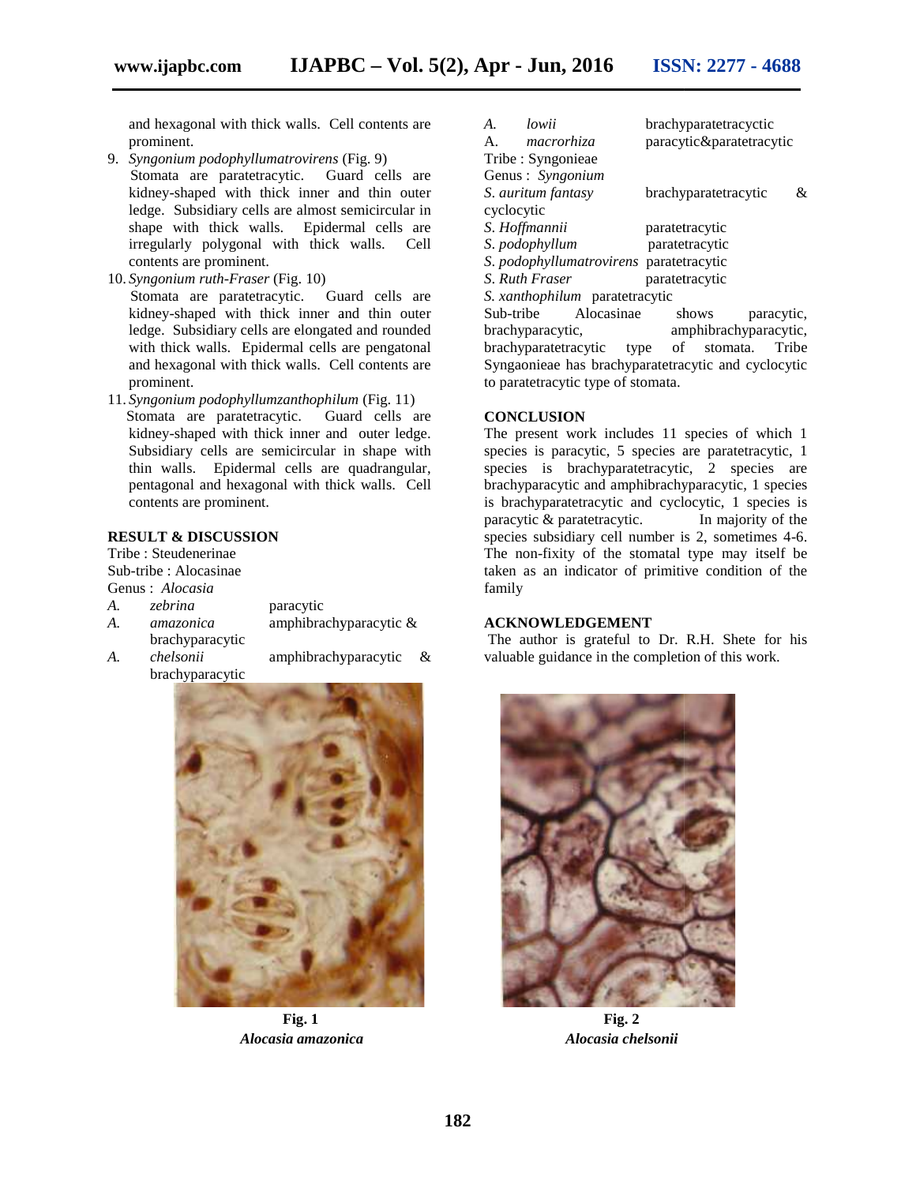and hexagonal with thick walls. Cell contents are prominent.

9. *Syngonium podophyllumatrovirens* (Fig. 9)
   Stomata are paratetracytic. Guard cells are kidney-shaped with thick inner and thin outer ledge. Subsidiary cells are almost semicircular in shape with thick walls. Epidermal cells are irregularly polygonal with thick walls. Cell contents are prominent.
10. *Syngonium ruth-Fraser* (Fig. 10)
    Stomata are paratetracytic. Guard cells are kidney-shaped with thick inner and thin outer ledge. Subsidiary cells are elongated and rounded with thick walls. Epidermal cells are pengatonal and hexagonal with thick walls. Cell contents are prominent.
11. *Syngonium podophyllumzanthophilum* (Fig. 11)
    Stomata are paratetracytic. Guard cells are kidney-shaped with thick inner and outer ledge. Subsidiary cells are semicircular in shape with thin walls. Epidermal cells are quadrangular, pentagonal and hexagonal with thick walls. Cell contents are prominent.

## RESULT & DISCUSSION

Tribe : Steudenerinae
Sub-tribe : Alocasinae
Genus : *Alocasia*

| | |
|---|---|
| *A. zebrina* | paracytic |
| *A. amazonica* | amphibrachyparacytic & brachyparacytic |
| *A. chelsonii* | amphibrachyparacytic & brachyparacytic |
| *A. lowii* | brachyparatetracyctic |
| A. *macrorhiza* | paracytic&paratetracytic |

Tribe : Syngonieae
Genus : *Syngonium*

| | |
|---|---|
| *S. auritum fantasy* | brachyparatetracytic & cyclocytic |
| *S. Hoffmannii* | paratetracytic |
| *S. podophyllum* | paratetracytic |
| *S. podophyllumatrovirens* | paratetracytic |
| *S. Ruth Fraser* | paratetracytic |
| *S. xanthophilum* | paratetracytic |

Sub-tribe Alocasinae shows paracytic, brachyparacytic, amphibrachyparacytic, brachyparatetracytic type of stomata. Tribe Syngaonieae has brachyparatetracytic and cyclocytic to paratetracytic type of stomata.

## CONCLUSION

The present work includes 11 species of which 1 species is paracytic, 5 species are paratetracytic, 1 species is brachyparatetracytic, 2 species are brachyparacytic and amphibrachyparacytic, 1 species is brachyparatetracytic and cyclocytic, 1 species is paracytic & paratetracytic. In majority of the species subsidiary cell number is 2, sometimes 4-6. The non-fixity of the stomatal type may itself be taken as an indicator of primitive condition of the family

## ACKNOWLEDGEMENT

The author is grateful to Dr. R.H. Shete for his valuable guidance in the completion of this work.

**Fig. 1**
***Alocasia amazonica***

**Fig. 2**
***Alocasia chelsonii***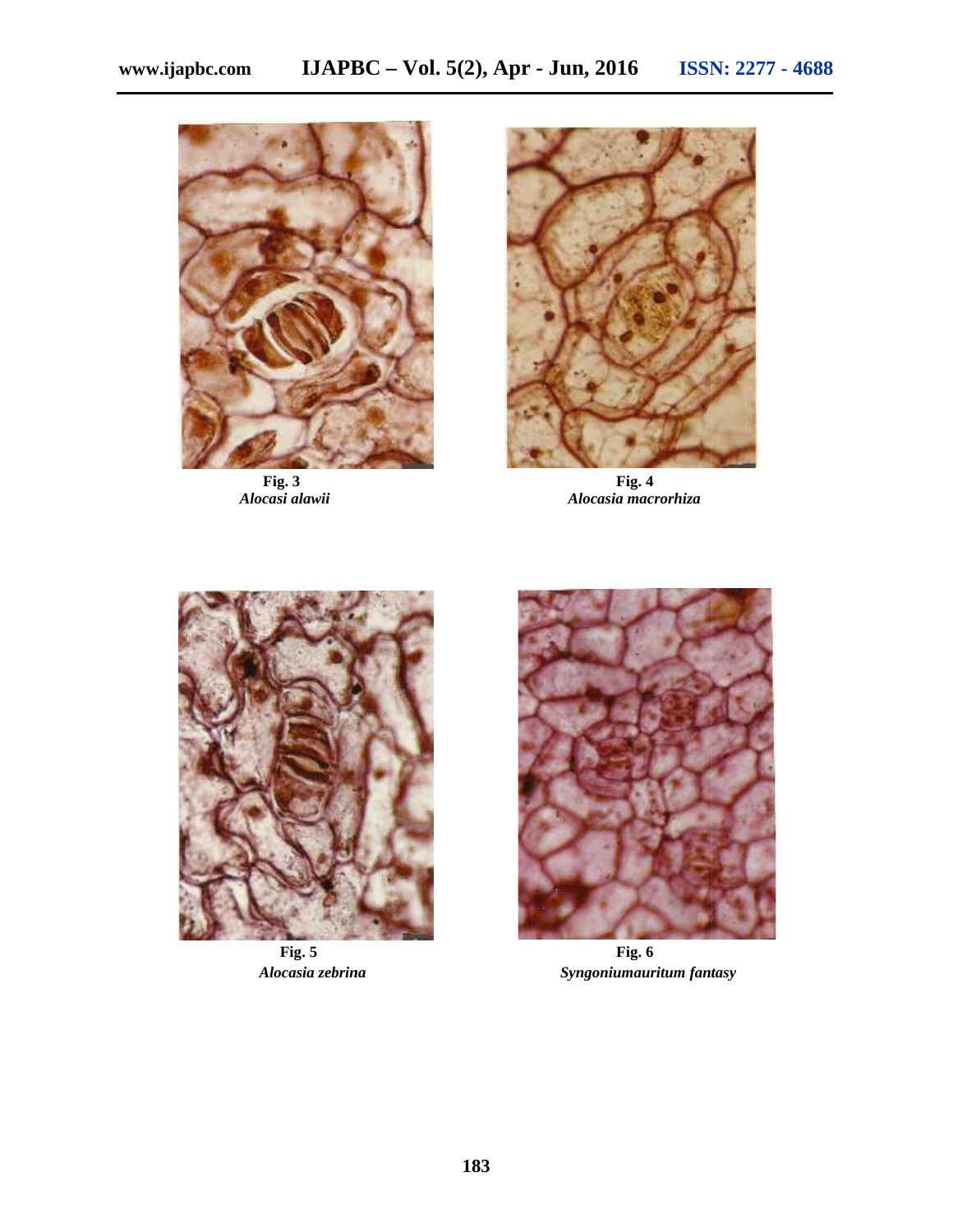Fig. 3
*Alocasi alawii*

Fig. 4
*Alocasia macrorhiza*

Fig. 5
*Alocasia zebrina*

Fig. 6
*Syngoniumauritum fantasy*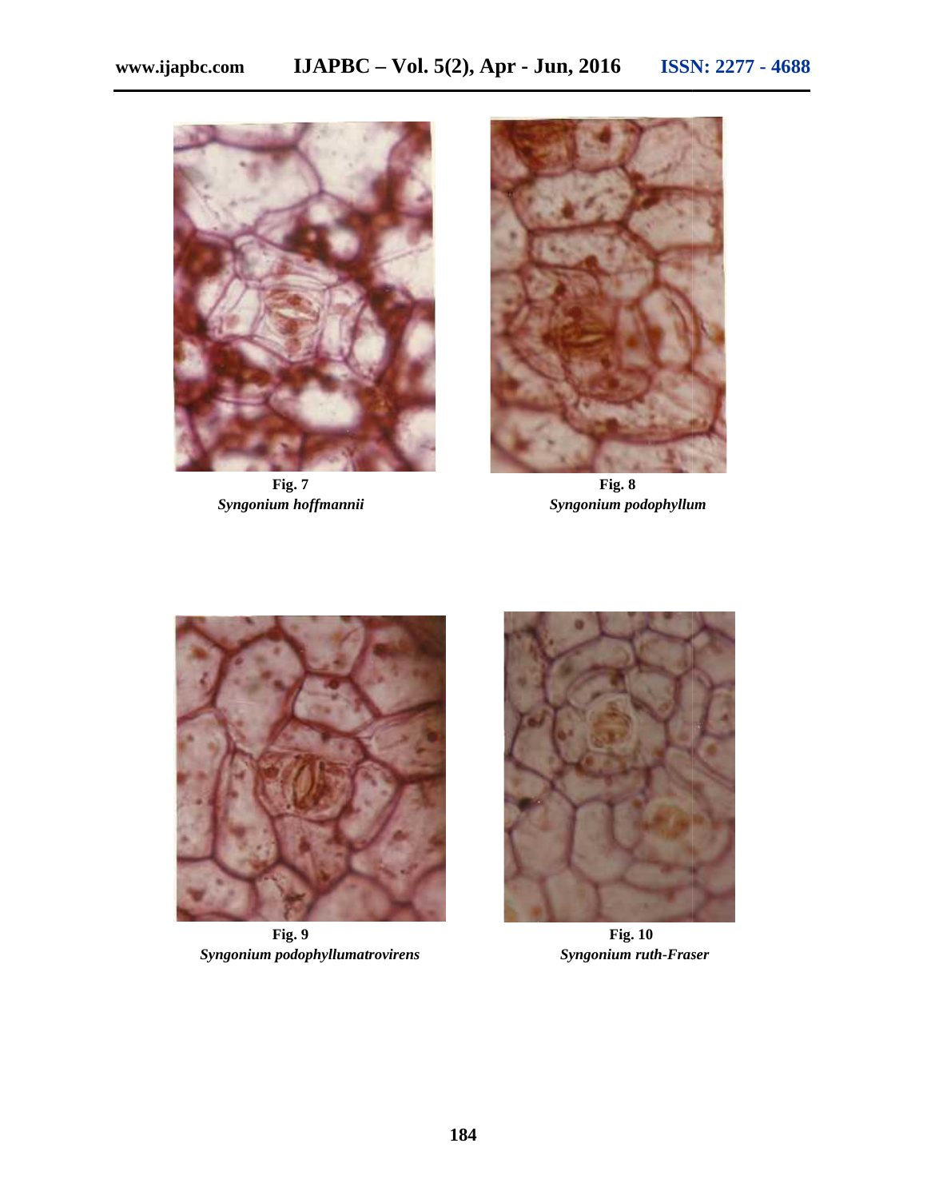**Fig. 7**
*Syngonium hoffmannii*

**Fig. 8**
*Syngonium podophyllum*

**Fig. 9**
*Syngonium podophyllumatrovirens*

**Fig. 10**
*Syngonium ruth-Fraser*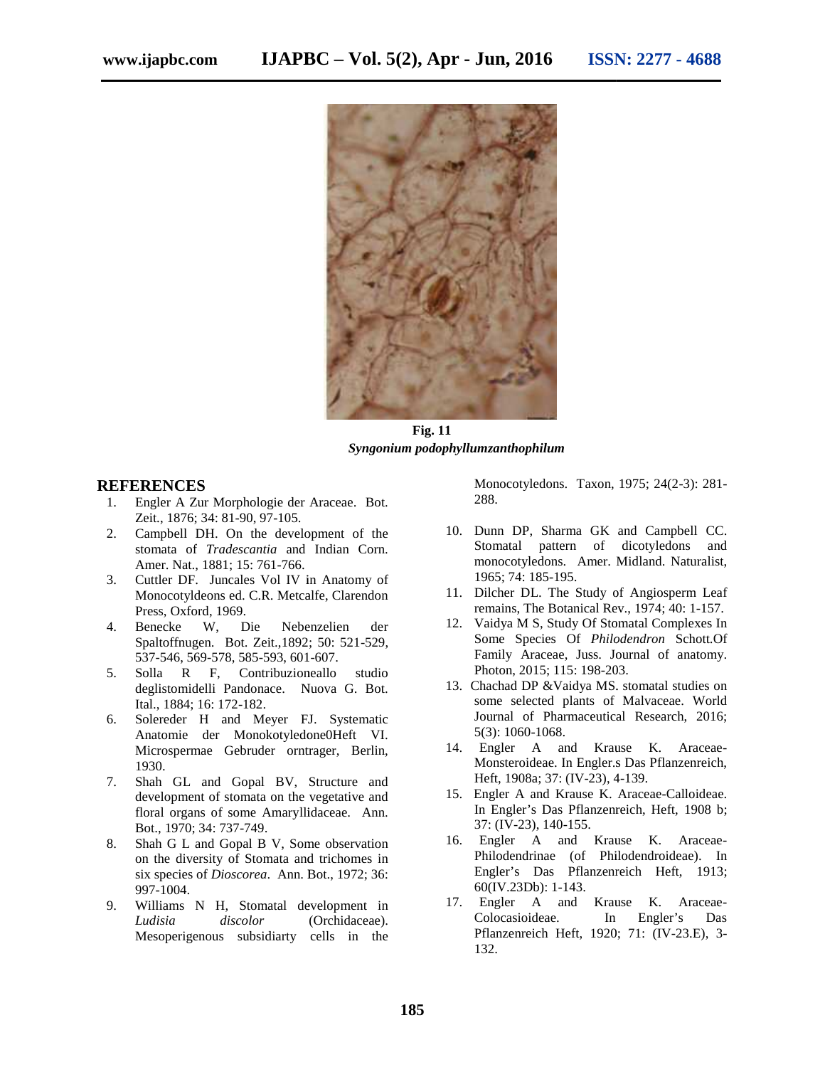Fig. 11

***Syngonium podophyllumzanthophilum***

## REFERENCES

1. Engler A Zur Morphologie der Araceae. Bot. Zeit., 1876; 34: 81-90, 97-105.
2. Campbell DH. On the development of the stomata of *Tradescantia* and Indian Corn. Amer. Nat., 1881; 15: 761-766.
3. Cuttler DF. Juncales Vol IV in Anatomy of Monocotyldeons ed. C.R. Metcalfe, Clarendon Press, Oxford, 1969.
4. Benecke W, Die Nebenzelien der Spaltoffnugen. Bot. Zeit.,1892; 50: 521-529, 537-546, 569-578, 585-593, 601-607.
5. Solla R F, Contribuzioneallo studio deglistomidelli Pandonace. Nuova G. Bot. Ital., 1884; 16: 172-182.
6. Solereder H and Meyer FJ. Systematic Anatomie der Monokotyledone0Heft VI. Microspermae Gebruder orntrager, Berlin, 1930.
7. Shah GL and Gopal BV, Structure and development of stomata on the vegetative and floral organs of some Amaryllidaceae. Ann. Bot., 1970; 34: 737-749.
8. Shah G L and Gopal B V, Some observation on the diversity of Stomata and trichomes in six species of *Dioscorea*. Ann. Bot., 1972; 36: 997-1004.
9. Williams N H, Stomatal development in *Ludisia discolor* (Orchidaceae). Mesoperigenous subsidiarty cells in the Monocotyledons. Taxon, 1975; 24(2-3): 281-288.
10. Dunn DP, Sharma GK and Campbell CC. Stomatal pattern of dicotyledons and monocotyledons. Amer. Midland. Naturalist, 1965; 74: 185-195.
11. Dilcher DL. The Study of Angiosperm Leaf remains, The Botanical Rev., 1974; 40: 1-157.
12. Vaidya M S, Study Of Stomatal Complexes In Some Species Of *Philodendron* Schott.Of Family Araceae, Juss. Journal of anatomy. Photon, 2015; 115: 198-203.
13. Chachad DP &Vaidya MS. stomatal studies on some selected plants of Malvaceae. World Journal of Pharmaceutical Research, 2016; 5(3): 1060-1068.
14. Engler A and Krause K. Araceae-Monsteroideae. In Engler.s Das Pflanzenreich, Heft, 1908a; 37: (IV-23), 4-139.
15. Engler A and Krause K. Araceae-Calloideae. In Engler's Das Pflanzenreich, Heft, 1908 b; 37: (IV-23), 140-155.
16. Engler A and Krause K. Araceae-Philodendrinae (of Philodendroideae). In Engler's Das Pflanzenreich Heft, 1913; 60(IV.23Db): 1-143.
17. Engler A and Krause K. Araceae-Colocasioideae. In Engler's Das Pflanzenreich Heft, 1920; 71: (IV-23.E), 3-132.